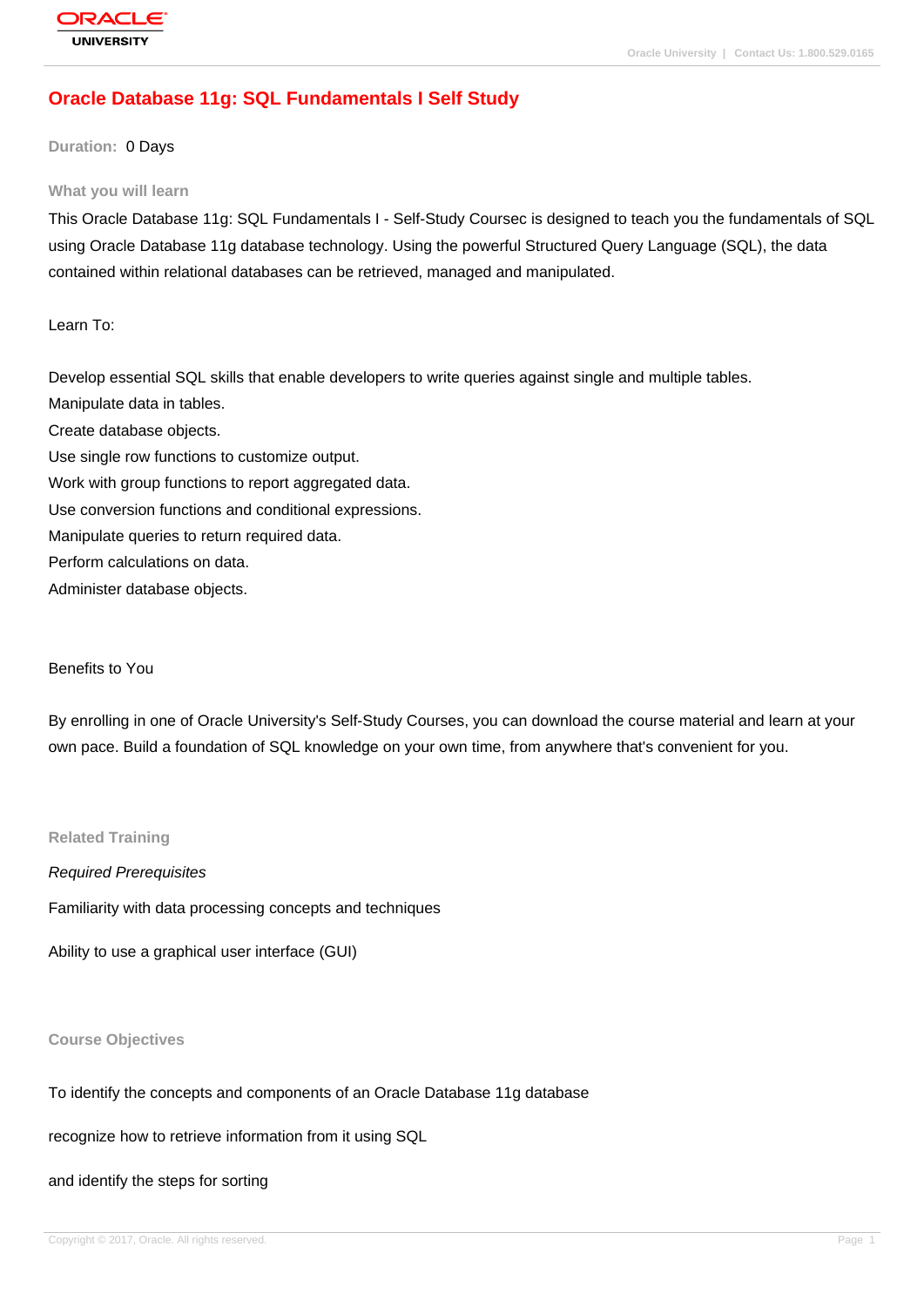# Oracle Database 11g: SQL Fundamentals I Self Study

**Duration:** 0 Days

## What you will learn

This Oracle Database 11g: SQL Fundamentals I - Self-Study Coursec is designed to teach you the fundamentals of SQL using Oracle Database 11g database technology. Using the powerful Structured Query Language (SQL), the data contained within relational databases can be retrieved, managed and manipulated.

Learn To:

Develop essential SQL skills that enable developers to write queries against single and multiple tables.
Manipulate data in tables.
Create database objects.
Use single row functions to customize output.
Work with group functions to report aggregated data.
Use conversion functions and conditional expressions.
Manipulate queries to return required data.
Perform calculations on data.
Administer database objects.

Benefits to You

By enrolling in one of Oracle University's Self-Study Courses, you can download the course material and learn at your own pace. Build a foundation of SQL knowledge on your own time, from anywhere that's convenient for you.

## Related Training

*Required Prerequisites*

Familiarity with data processing concepts and techniques

Ability to use a graphical user interface (GUI)

## Course Objectives

To identify the concepts and components of an Oracle Database 11g database

recognize how to retrieve information from it using SQL

and identify the steps for sorting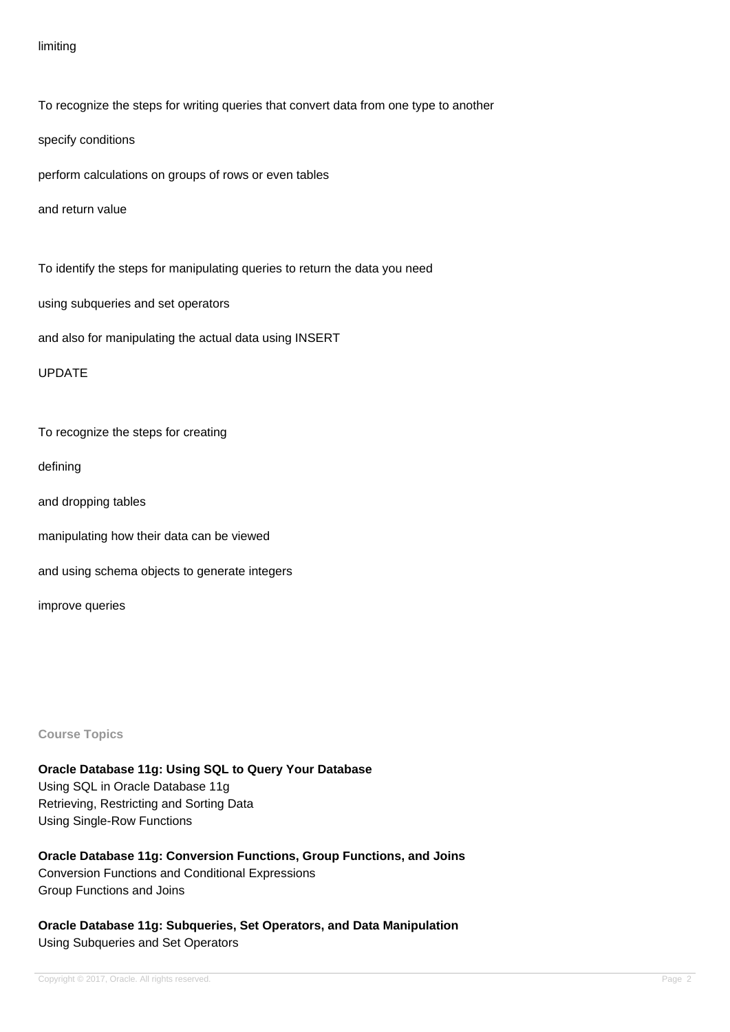limiting

To recognize the steps for writing queries that convert data from one type to another

specify conditions

perform calculations on groups of rows or even tables

and return value

To identify the steps for manipulating queries to return the data you need

using subqueries and set operators

and also for manipulating the actual data using INSERT

UPDATE

To recognize the steps for creating

defining

and dropping tables

manipulating how their data can be viewed

and using schema objects to generate integers

improve queries

## Course Topics

**Oracle Database 11g: Using SQL to Query Your Database**
Using SQL in Oracle Database 11g
Retrieving, Restricting and Sorting Data
Using Single-Row Functions

**Oracle Database 11g: Conversion Functions, Group Functions, and Joins**
Conversion Functions and Conditional Expressions
Group Functions and Joins

**Oracle Database 11g: Subqueries, Set Operators, and Data Manipulation**
Using Subqueries and Set Operators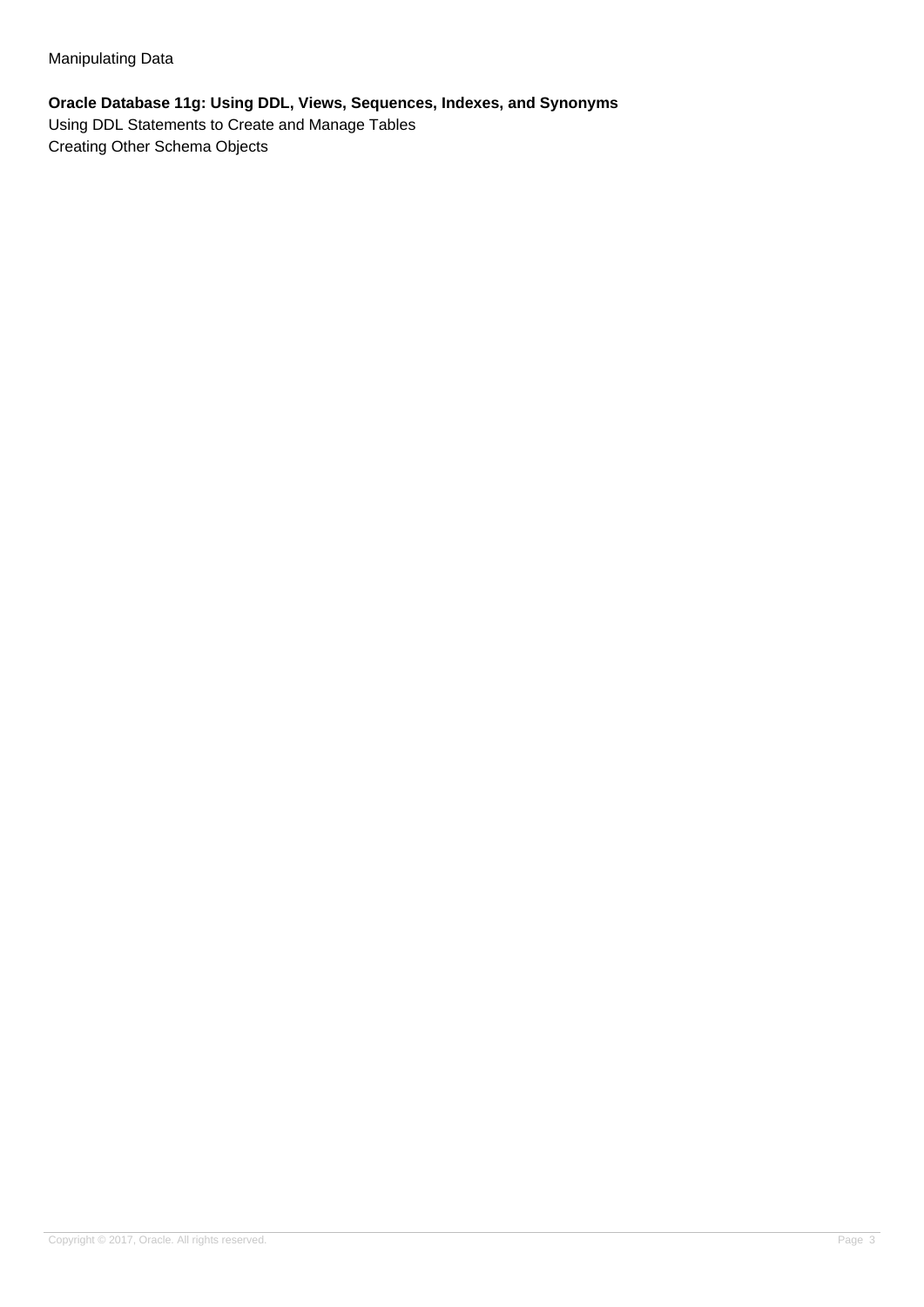Manipulating Data

**Oracle Database 11g: Using DDL, Views, Sequences, Indexes, and Synonyms**
Using DDL Statements to Create and Manage Tables
Creating Other Schema Objects